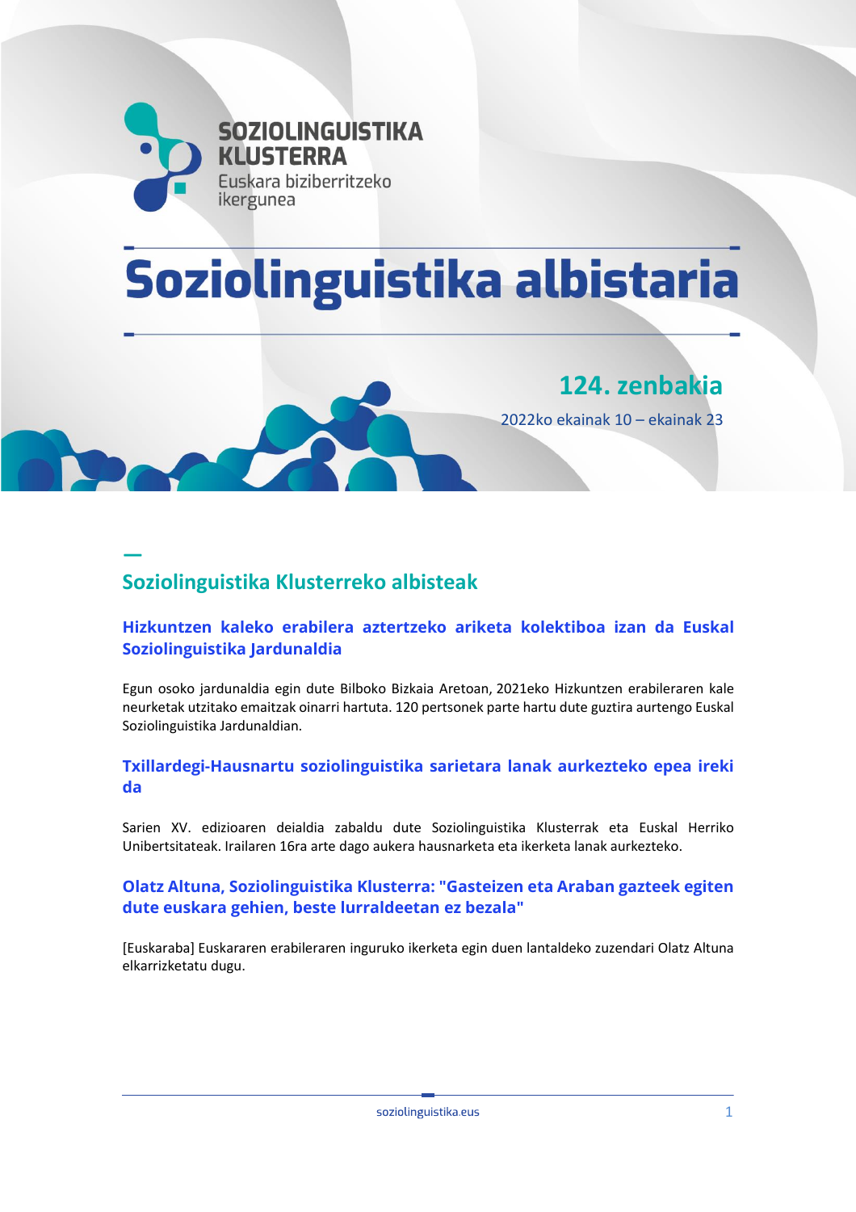SOZIOLINGUISTIKA KLUSTERRA
Euskara biziberritzeko ikergunea

# Soziolinguistika albistaria

**124. zenbakia**

2022ko ekainak 10 – ekainak 23

## Soziolinguistika Klusterreko albisteak

### Hizkuntzen kaleko erabilera aztertzeko ariketa kolektiboa izan da Euskal Soziolinguistika Jardunaldia

Egun osoko jardunaldia egin dute Bilboko Bizkaia Aretoan, 2021eko Hizkuntzen erabileraren kale neurketak utzitako emaitzak oinarri hartuta. 120 pertsonek parte hartu dute guztira aurtengo Euskal Soziolinguistika Jardunaldian.

### Txillardegi-Hausnartu soziolinguistika sarietara lanak aurkezteko epea ireki da

Sarien XV. edizioaren deialdia zabaldu dute Soziolinguistika Klusterrak eta Euskal Herriko Unibertsitateak. Irailaren 16ra arte dago aukera hausnarketa eta ikerketa lanak aurkezteko.

### Olatz Altuna, Soziolinguistika Klusterra: "Gasteizen eta Araban gazteek egiten dute euskara gehien, beste lurraldeetan ez bezala"

[Euskaraba] Euskararen erabileraren inguruko ikerketa egin duen lantaldeko zuzendari Olatz Altuna elkarrizketatu dugu.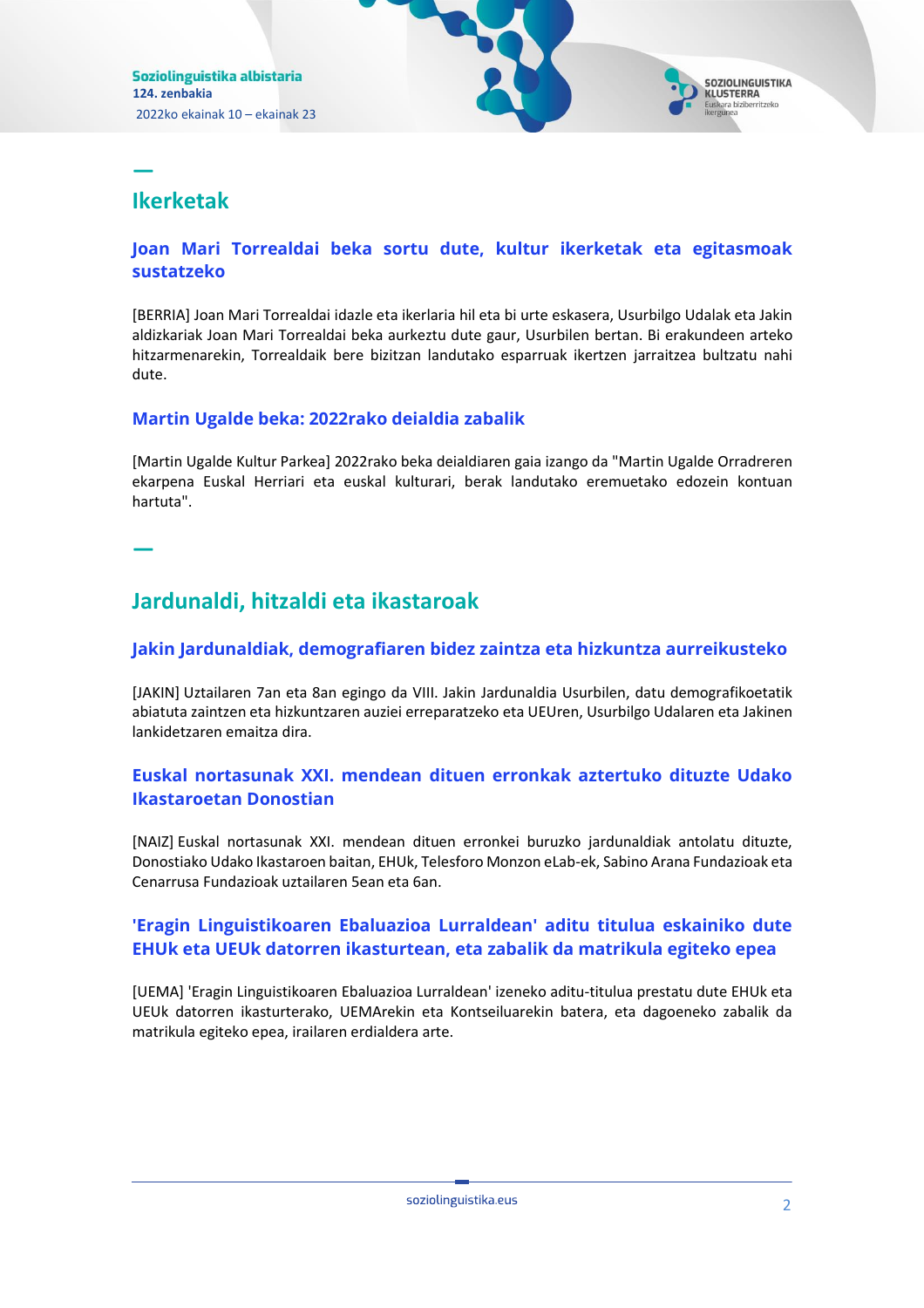## Ikerketak

### Joan Mari Torrealdai beka sortu dute, kultur ikerketak eta egitasmoak sustatzeko

[BERRIA] Joan Mari Torrealdai idazle eta ikerlaria hil eta bi urte eskasera, Usurbilgo Udalak eta Jakin aldizkariak Joan Mari Torrealdai beka aurkeztu dute gaur, Usurbilen bertan. Bi erakundeen arteko hitzarmenarekin, Torrealdaik bere bizitzan landutako esparruak ikertzen jarraitzea bultzatu nahi dute.

### Martin Ugalde beka: 2022rako deialdia zabalik

[Martin Ugalde Kultur Parkea] 2022rako beka deialdiaren gaia izango da "Martin Ugalde Orradreren ekarpena Euskal Herriari eta euskal kulturari, berak landutako eremuetako edozein kontuan hartuta".

## Jardunaldi, hitzaldi eta ikastaroak

### Jakin Jardunaldiak, demografiaren bidez zaintza eta hizkuntza aurreikusteko

[JAKIN] Uztailaren 7an eta 8an egingo da VIII. Jakin Jardunaldia Usurbilen, datu demografikoetatik abiatuta zaintzen eta hizkuntzaren auziei erreparatzeko eta UEUren, Usurbilgo Udalaren eta Jakinen lankidetzaren emaitza dira.

### Euskal nortasunak XXI. mendean dituen erronkak aztertuko dituzte Udako Ikastaroetan Donostian

[NAIZ] Euskal nortasunak XXI. mendean dituen erronkei buruzko jardunaldiak antolatu dituzte, Donostiako Udako Ikastaroen baitan, EHUk, Telesforo Monzon eLab-ek, Sabino Arana Fundazioak eta Cenarrusa Fundazioak uztailaren 5ean eta 6an.

### 'Eragin Linguistikoaren Ebaluazioa Lurraldean' aditu titulua eskainiko dute EHUk eta UEUk datorren ikasturtean, eta zabalik da matrikula egiteko epea

[UEMA] 'Eragin Linguistikoaren Ebaluazioa Lurraldean' izeneko aditu-titulua prestatu dute EHUk eta UEUk datorren ikasturterako, UEMArekin eta Kontseiluarekin batera, eta dagoeneko zabalik da matrikula egiteko epea, irailaren erdialdera arte.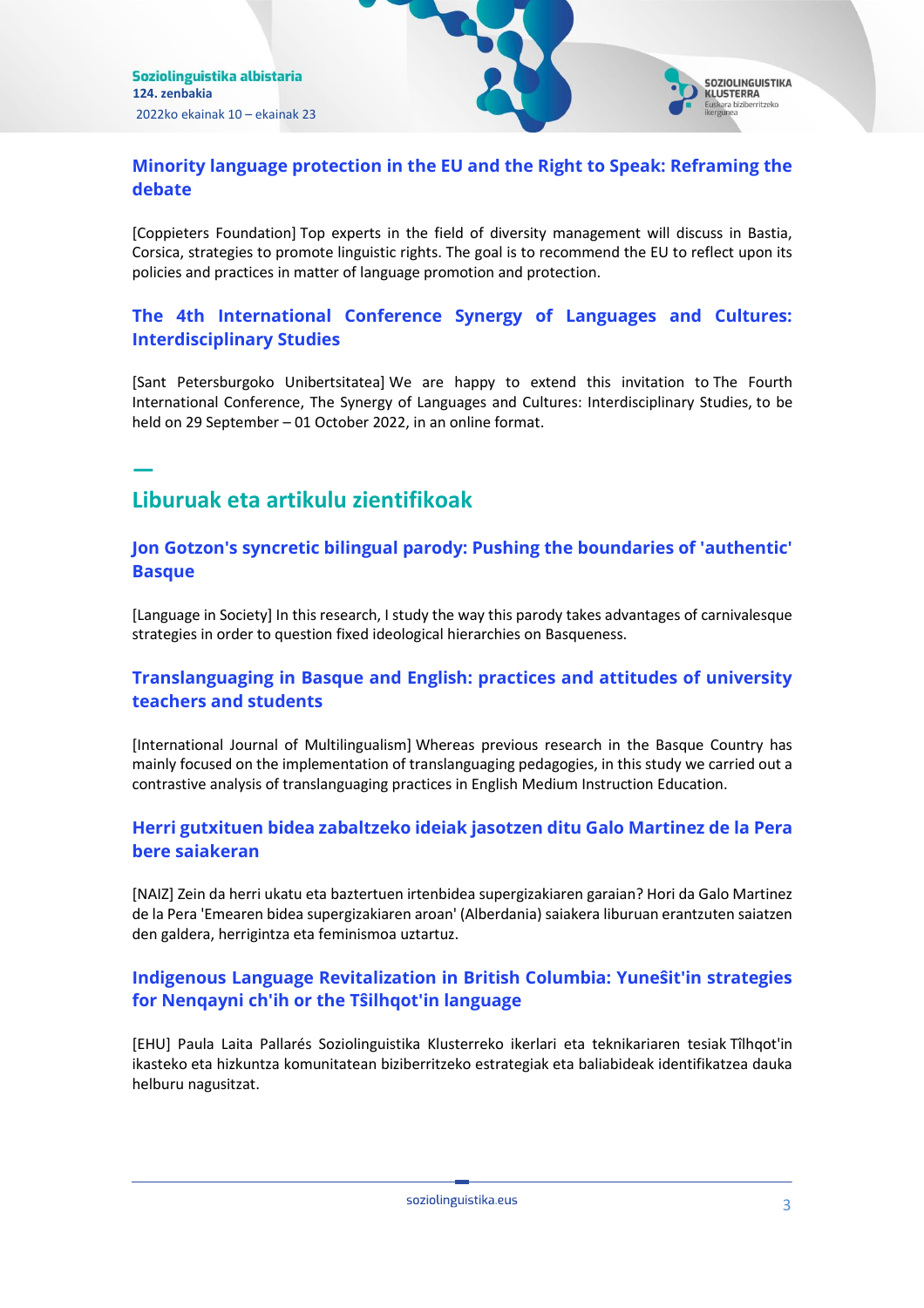### Minority language protection in the EU and the Right to Speak: Reframing the debate

[Coppieters Foundation] Top experts in the field of diversity management will discuss in Bastia, Corsica, strategies to promote linguistic rights. The goal is to recommend the EU to reflect upon its policies and practices in matter of language promotion and protection.

### The 4th International Conference Synergy of Languages and Cultures: Interdisciplinary Studies

[Sant Petersburgoko Unibertsitatea] We are happy to extend this invitation to The Fourth International Conference, The Synergy of Languages and Cultures: Interdisciplinary Studies, to be held on 29 September – 01 October 2022, in an online format.

## Liburuak eta artikulu zientifikoak

### Jon Gotzon's syncretic bilingual parody: Pushing the boundaries of 'authentic' Basque

[Language in Society] In this research, I study the way this parody takes advantages of carnivalesque strategies in order to question fixed ideological hierarchies on Basqueness.

### Translanguaging in Basque and English: practices and attitudes of university teachers and students

[International Journal of Multilingualism] Whereas previous research in the Basque Country has mainly focused on the implementation of translanguaging pedagogies, in this study we carried out a contrastive analysis of translanguaging practices in English Medium Instruction Education.

### Herri gutxituen bidea zabaltzeko ideiak jasotzen ditu Galo Martinez de la Pera bere saiakeran

[NAIZ] Zein da herri ukatu eta baztertuen irtenbidea supergizakiaren garaian? Hori da Galo Martinez de la Pera 'Emearen bidea supergizakiaren aroan' (Alberdania) saiakera liburuan erantzuten saiatzen den galdera, herrigintza eta feminismoa uztartuz.

### Indigenous Language Revitalization in British Columbia: Yuneŝit'in strategies for Nenqayni ch'ih or the Tŝilhqot'in language

[EHU] Paula Laita Pallarés Soziolinguistika Klusterreko ikerlari eta teknikariaren tesiak Tŝilhqot'in ikasteko eta hizkuntza komunitatean biziberritzeko estrategiak eta baliabideak identifikatzea dauka helburu nagusitzat.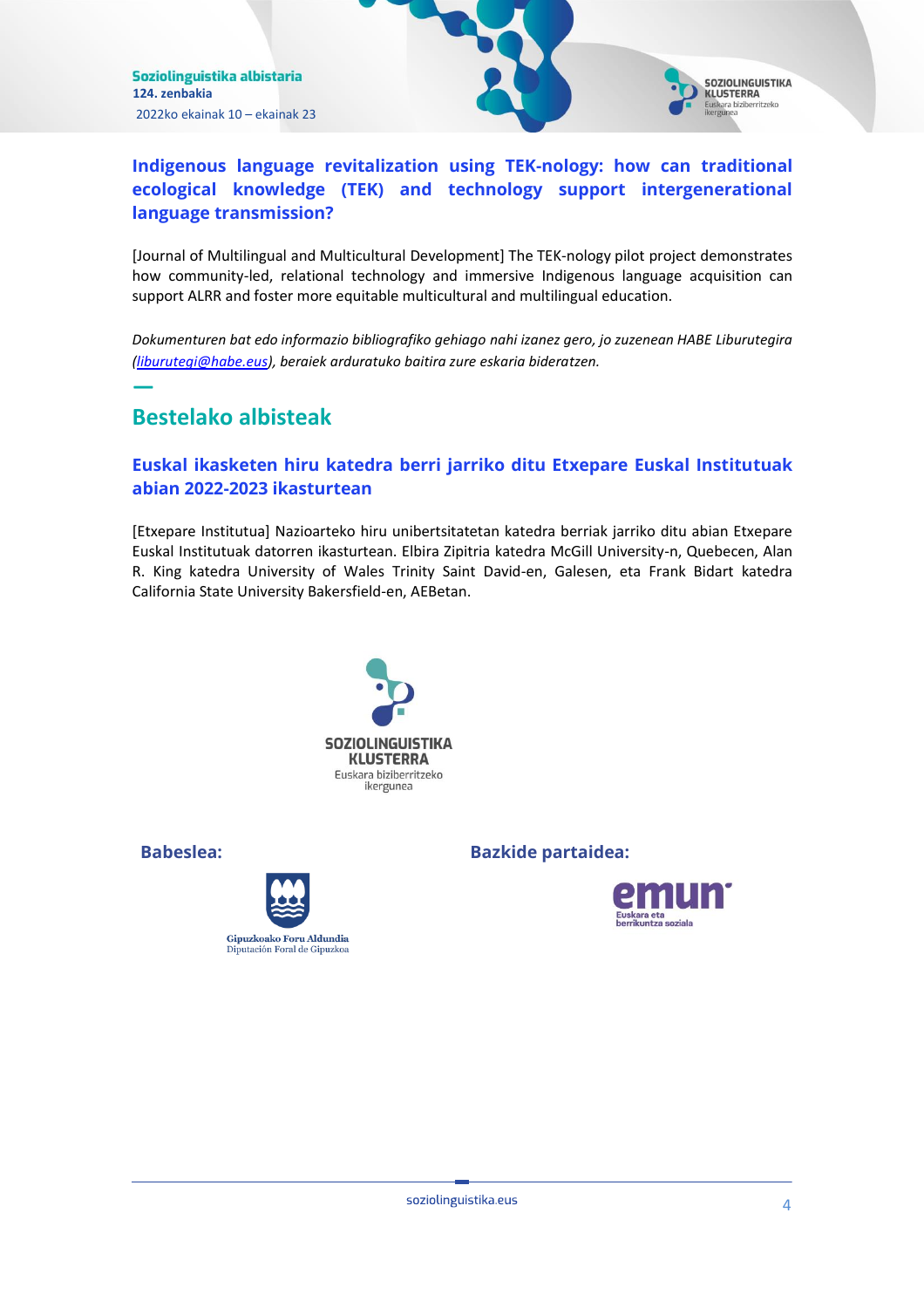### Indigenous language revitalization using TEK-nology: how can traditional ecological knowledge (TEK) and technology support intergenerational language transmission?

[Journal of Multilingual and Multicultural Development] The TEK-nology pilot project demonstrates how community-led, relational technology and immersive Indigenous language acquisition can support ALRR and foster more equitable multicultural and multilingual education.

*Dokumenturen bat edo informazio bibliografiko gehiago nahi izanez gero, jo zuzenean HABE Liburutegira (liburutegi@habe.eus), beraiek arduratuko baitira zure eskaria bideratzen.*

## Bestelako albisteak

### Euskal ikasketen hiru katedra berri jarriko ditu Etxepare Euskal Institutuak abian 2022-2023 ikasturtean

[Etxepare Institutua] Nazioarteko hiru unibertsitatetan katedra berriak jarriko ditu abian Etxepare Euskal Institutuak datorren ikasturtean. Elbira Zipitria katedra McGill University-n, Quebecen, Alan R. King katedra University of Wales Trinity Saint David-en, Galesen, eta Frank Bidart katedra California State University Bakersfield-en, AEBetan.

SOZIOLINGUISTIKA KLUSTERRA
Euskara biziberritzeko ikergunea

**Babeslea:**

Gipuzkoako Foru Aldundia
Diputación Foral de Gipuzkoa

**Bazkide partaidea:**

emun
Euskara eta berrikuntza soziala